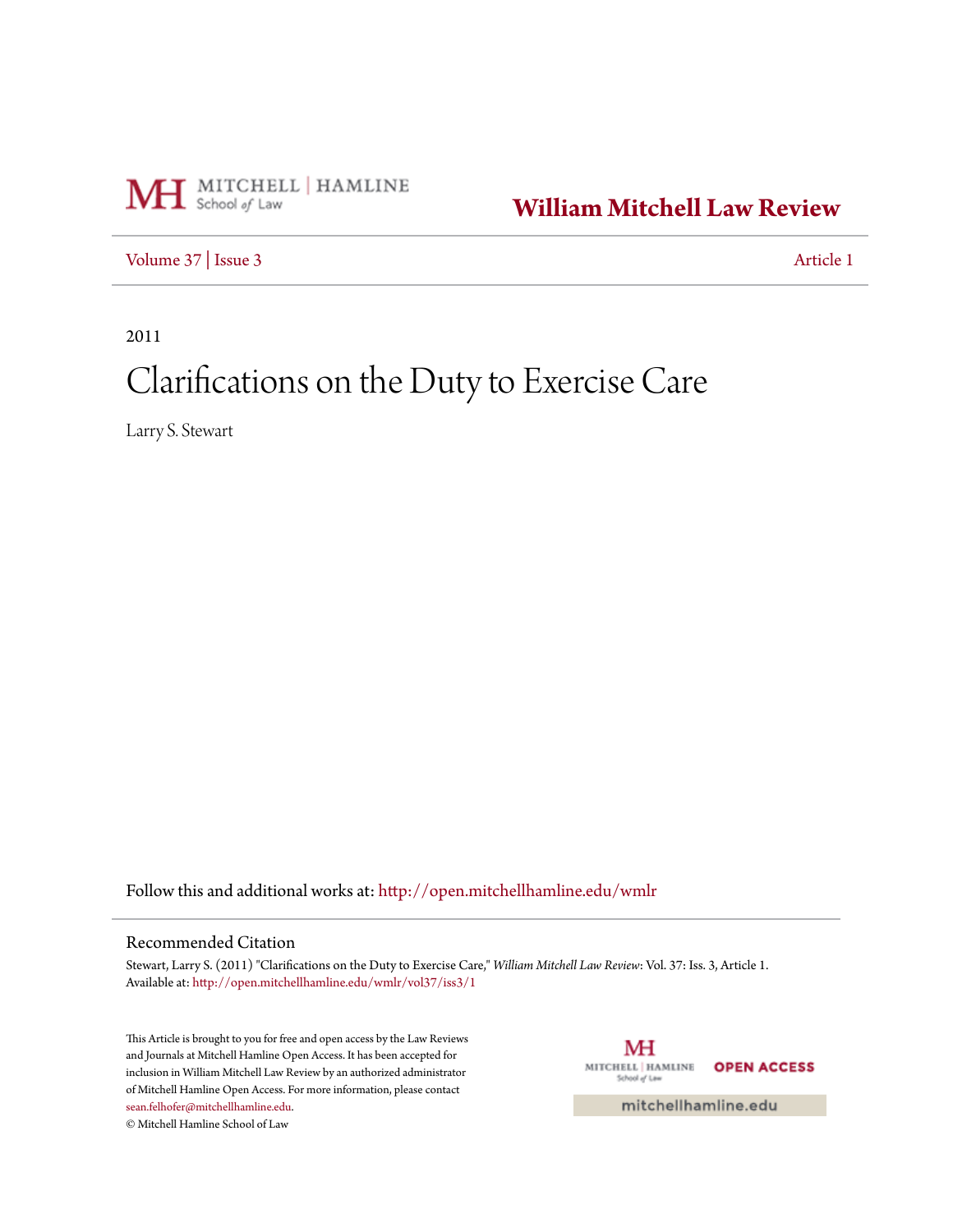William Mitchell Law Review

Volume 37 | Issue 3 Article 1

2011

# Clarifications on the Duty to Exercise Care

Larry S. Stewart

Follow this and additional works at: http://open.mitchellhamline.edu/wmlr

## Recommended Citation

Stewart, Larry S. (2011) "Clarifications on the Duty to Exercise Care," *William Mitchell Law Review*: Vol. 37: Iss. 3, Article 1.
Available at: http://open.mitchellhamline.edu/wmlr/vol37/iss3/1

This Article is brought to you for free and open access by the Law Reviews and Journals at Mitchell Hamline Open Access. It has been accepted for inclusion in William Mitchell Law Review by an authorized administrator of Mitchell Hamline Open Access. For more information, please contact sean.felhofer@mitchellhamline.edu.

© Mitchell Hamline School of Law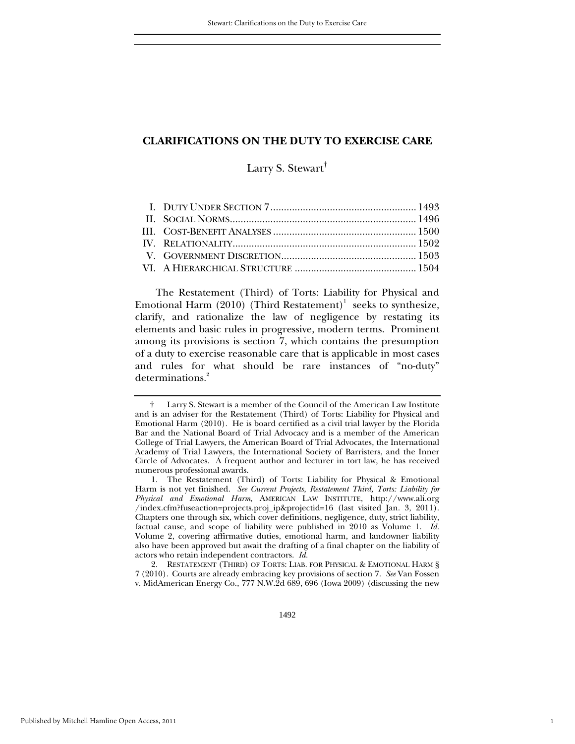# CLARIFICATIONS ON THE DUTY TO EXERCISE CARE

Larry S. Stewart[†]

| | |
|---|---|
| I. DUTY UNDER SECTION 7 | 1493 |
| II. SOCIAL NORMS | 1496 |
| III. COST-BENEFIT ANALYSES | 1500 |
| IV. RELATIONALITY | 1502 |
| V. GOVERNMENT DISCRETION | 1503 |
| VI. A HIERARCHICAL STRUCTURE | 1504 |

The Restatement (Third) of Torts: Liability for Physical and Emotional Harm (2010) (Third Restatement)[1] seeks to synthesize, clarify, and rationalize the law of negligence by restating its elements and basic rules in progressive, modern terms. Prominent among its provisions is section 7, which contains the presumption of a duty to exercise reasonable care that is applicable in most cases and rules for what should be rare instances of "no-duty" determinations.[2]

---

† Larry S. Stewart is a member of the Council of the American Law Institute and is an adviser for the Restatement (Third) of Torts: Liability for Physical and Emotional Harm (2010). He is board certified as a civil trial lawyer by the Florida Bar and the National Board of Trial Advocacy and is a member of the American College of Trial Lawyers, the American Board of Trial Advocates, the International Academy of Trial Lawyers, the International Society of Barristers, and the Inner Circle of Advocates. A frequent author and lecturer in tort law, he has received numerous professional awards.

1. The Restatement (Third) of Torts: Liability for Physical & Emotional Harm is not yet finished. *See Current Projects, Restatement Third, Torts: Liability for Physical and Emotional Harm*, AMERICAN LAW INSTITUTE, http://www.ali.org/index.cfm?fuseaction=projects.proj_ip&projectid=16 (last visited Jan. 3, 2011). Chapters one through six, which cover definitions, negligence, duty, strict liability, factual cause, and scope of liability were published in 2010 as Volume 1. *Id.* Volume 2, covering affirmative duties, emotional harm, and landowner liability also have been approved but await the drafting of a final chapter on the liability of actors who retain independent contractors. *Id.*

2. RESTATEMENT (THIRD) OF TORTS: LIAB. FOR PHYSICAL & EMOTIONAL HARM § 7 (2010). Courts are already embracing key provisions of section 7. *See* Van Fossen v. MidAmerican Energy Co., 777 N.W.2d 689, 696 (Iowa 2009) (discussing the new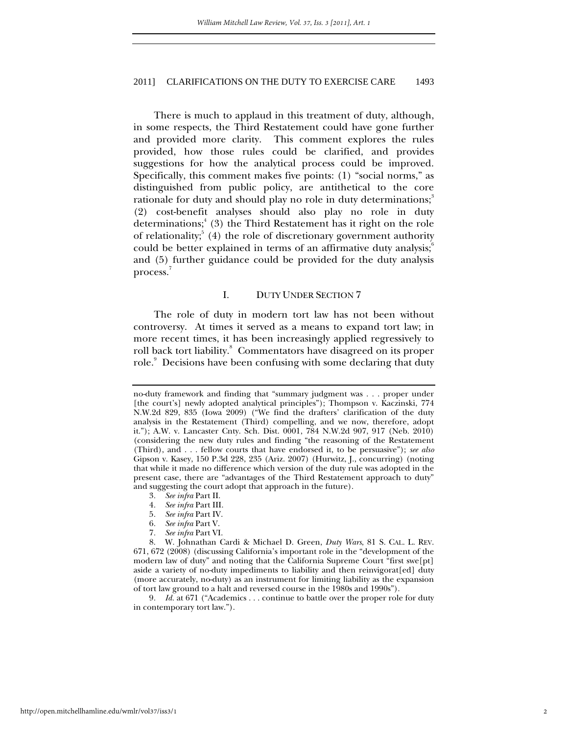There is much to applaud in this treatment of duty, although, in some respects, the Third Restatement could have gone further and provided more clarity. This comment explores the rules provided, how those rules could be clarified, and provides suggestions for how the analytical process could be improved. Specifically, this comment makes five points: (1) "social norms," as distinguished from public policy, are antithetical to the core rationale for duty and should play no role in duty determinations;[3] (2) cost-benefit analyses should also play no role in duty determinations;[4] (3) the Third Restatement has it right on the role of relationality;[5] (4) the role of discretionary government authority could be better explained in terms of an affirmative duty analysis;[6] and (5) further guidance could be provided for the duty analysis process.[7]

## I. DUTY UNDER SECTION 7

The role of duty in modern tort law has not been without controversy. At times it served as a means to expand tort law; in more recent times, it has been increasingly applied regressively to roll back tort liability.[8] Commentators have disagreed on its proper role.[9] Decisions have been confusing with some declaring that duty

---

no-duty framework and finding that "summary judgment was . . . proper under [the court's] newly adopted analytical principles"); Thompson v. Kaczinski, 774 N.W.2d 829, 835 (Iowa 2009) ("We find the drafters' clarification of the duty analysis in the Restatement (Third) compelling, and we now, therefore, adopt it."); A.W. v. Lancaster Cnty. Sch. Dist. 0001, 784 N.W.2d 907, 917 (Neb. 2010) (considering the new duty rules and finding "the reasoning of the Restatement (Third), and . . . fellow courts that have endorsed it, to be persuasive"); *see also* Gipson v. Kasey, 150 P.3d 228, 235 (Ariz. 2007) (Hurwitz, J., concurring) (noting that while it made no difference which version of the duty rule was adopted in the present case, there are "advantages of the Third Restatement approach to duty" and suggesting the court adopt that approach in the future).

3. *See infra* Part II.
4. *See infra* Part III.
5. *See infra* Part IV.
6. *See infra* Part V.
7. *See infra* Part VI.
8. W. Johnathan Cardi & Michael D. Green, *Duty Wars*, 81 S. CAL. L. REV. 671, 672 (2008) (discussing California's important role in the "development of the modern law of duty" and noting that the California Supreme Court "first swe[pt] aside a variety of no-duty impediments to liability and then reinvigorat[ed] duty (more accurately, no-duty) as an instrument for limiting liability as the expansion of tort law ground to a halt and reversed course in the 1980s and 1990s").
9. *Id.* at 671 ("Academics . . . continue to battle over the proper role for duty in contemporary tort law.").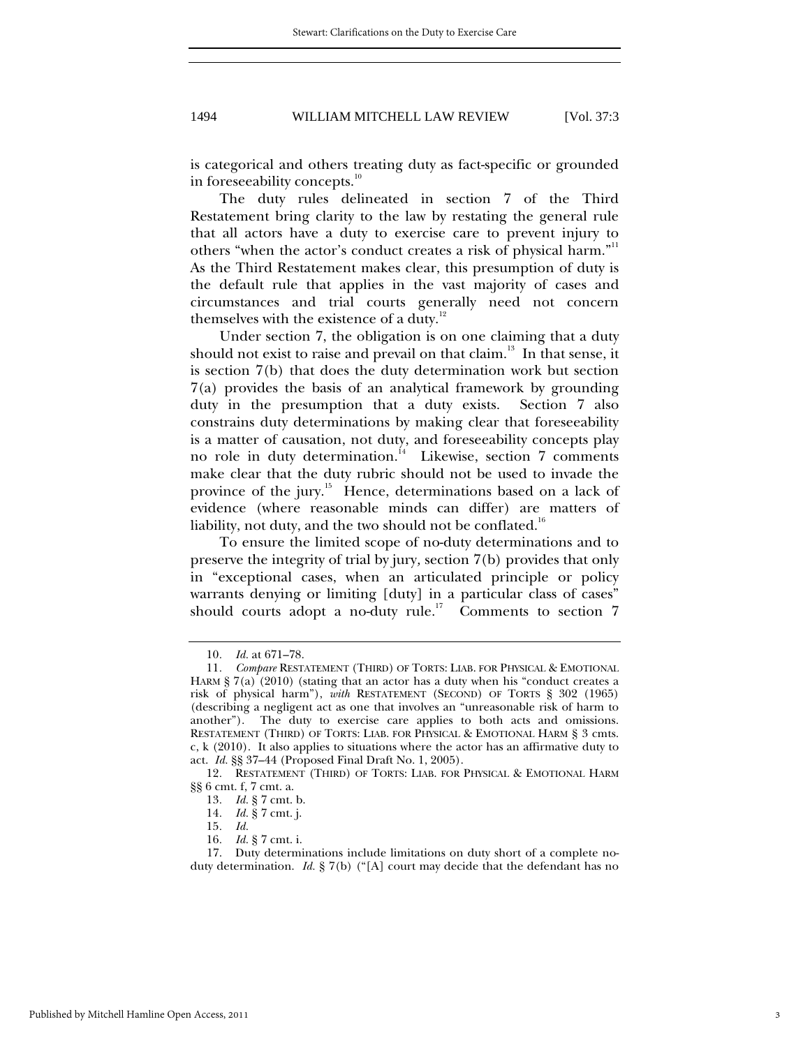is categorical and others treating duty as fact-specific or grounded in foreseeability concepts.[10]

The duty rules delineated in section 7 of the Third Restatement bring clarity to the law by restating the general rule that all actors have a duty to exercise care to prevent injury to others "when the actor's conduct creates a risk of physical harm."[11] As the Third Restatement makes clear, this presumption of duty is the default rule that applies in the vast majority of cases and circumstances and trial courts generally need not concern themselves with the existence of a duty.[12]

Under section 7, the obligation is on one claiming that a duty should not exist to raise and prevail on that claim.[13] In that sense, it is section 7(b) that does the duty determination work but section 7(a) provides the basis of an analytical framework by grounding duty in the presumption that a duty exists. Section 7 also constrains duty determinations by making clear that foreseeability is a matter of causation, not duty, and foreseeability concepts play no role in duty determination.[14] Likewise, section 7 comments make clear that the duty rubric should not be used to invade the province of the jury.[15] Hence, determinations based on a lack of evidence (where reasonable minds can differ) are matters of liability, not duty, and the two should not be conflated.[16]

To ensure the limited scope of no-duty determinations and to preserve the integrity of trial by jury, section 7(b) provides that only in "exceptional cases, when an articulated principle or policy warrants denying or limiting [duty] in a particular class of cases" should courts adopt a no-duty rule.[17] Comments to section 7

---

10. *Id.* at 671–78.

11. *Compare* RESTATEMENT (THIRD) OF TORTS: LIAB. FOR PHYSICAL & EMOTIONAL HARM § 7(a) (2010) (stating that an actor has a duty when his "conduct creates a risk of physical harm"), *with* RESTATEMENT (SECOND) OF TORTS § 302 (1965) (describing a negligent act as one that involves an "unreasonable risk of harm to another"). The duty to exercise care applies to both acts and omissions. RESTATEMENT (THIRD) OF TORTS: LIAB. FOR PHYSICAL & EMOTIONAL HARM § 3 cmts. c, k (2010). It also applies to situations where the actor has an affirmative duty to act. *Id.* §§ 37–44 (Proposed Final Draft No. 1, 2005).

12. RESTATEMENT (THIRD) OF TORTS: LIAB. FOR PHYSICAL & EMOTIONAL HARM §§ 6 cmt. f, 7 cmt. a.

13. *Id.* § 7 cmt. b.

14. *Id.* § 7 cmt. j.

15. *Id.*

16. *Id.* § 7 cmt. i.

17. Duty determinations include limitations on duty short of a complete no-duty determination. *Id.* § 7(b) ("[A] court may decide that the defendant has no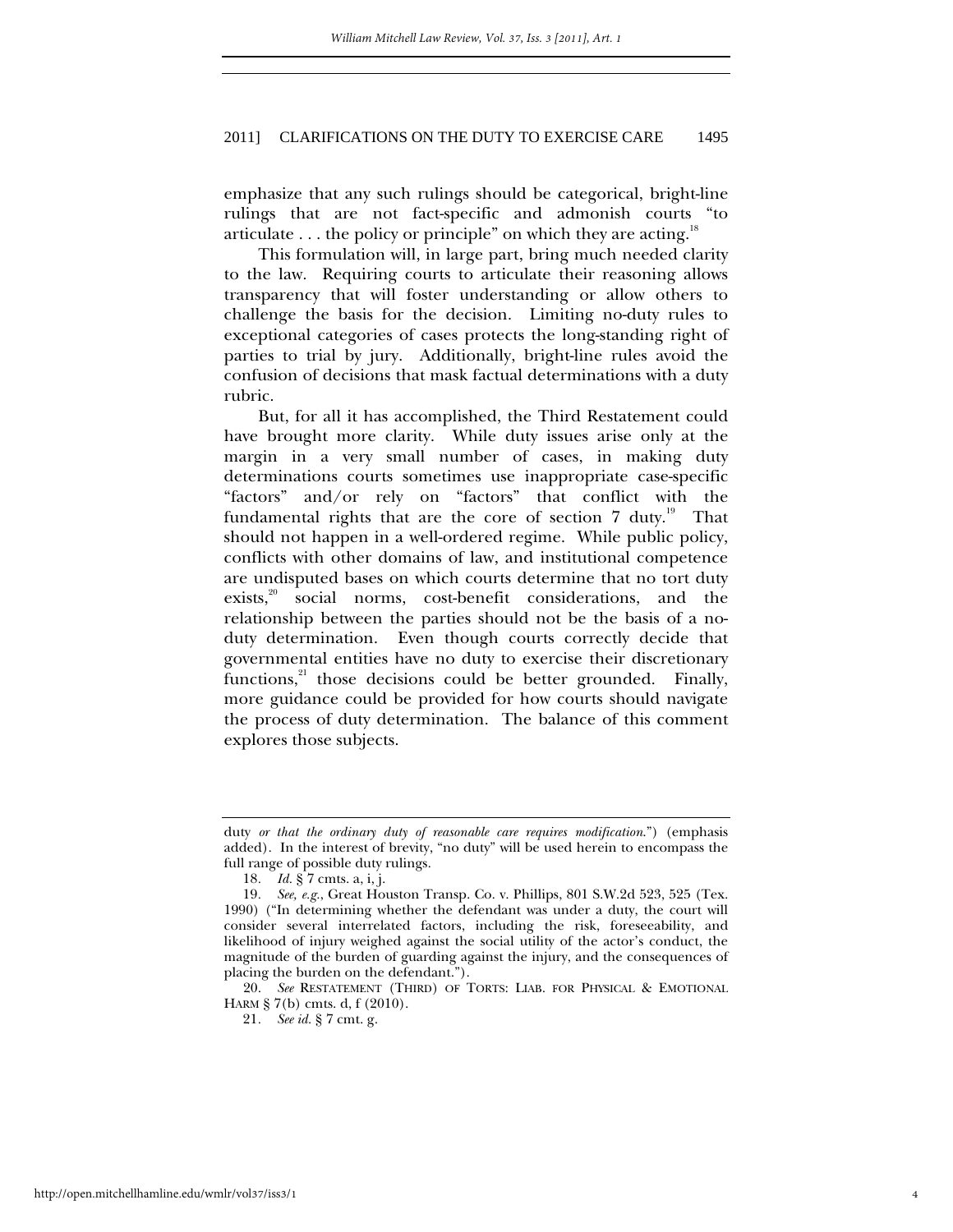emphasize that any such rulings should be categorical, bright-line rulings that are not fact-specific and admonish courts "to articulate . . . the policy or principle" on which they are acting.[18]

This formulation will, in large part, bring much needed clarity to the law. Requiring courts to articulate their reasoning allows transparency that will foster understanding or allow others to challenge the basis for the decision. Limiting no-duty rules to exceptional categories of cases protects the long-standing right of parties to trial by jury. Additionally, bright-line rules avoid the confusion of decisions that mask factual determinations with a duty rubric.

But, for all it has accomplished, the Third Restatement could have brought more clarity. While duty issues arise only at the margin in a very small number of cases, in making duty determinations courts sometimes use inappropriate case-specific "factors" and/or rely on "factors" that conflict with the fundamental rights that are the core of section 7 duty.[19] That should not happen in a well-ordered regime. While public policy, conflicts with other domains of law, and institutional competence are undisputed bases on which courts determine that no tort duty exists,[20] social norms, cost-benefit considerations, and the relationship between the parties should not be the basis of a no-duty determination. Even though courts correctly decide that governmental entities have no duty to exercise their discretionary functions,[21] those decisions could be better grounded. Finally, more guidance could be provided for how courts should navigate the process of duty determination. The balance of this comment explores those subjects.

---

duty *or that the ordinary duty of reasonable care requires modification*.") (emphasis added). In the interest of brevity, "no duty" will be used herein to encompass the full range of possible duty rulings.

18. *Id.* § 7 cmts. a, i, j.

19. *See, e.g.*, Great Houston Transp. Co. v. Phillips, 801 S.W.2d 523, 525 (Tex. 1990) ("In determining whether the defendant was under a duty, the court will consider several interrelated factors, including the risk, foreseeability, and likelihood of injury weighed against the social utility of the actor's conduct, the magnitude of the burden of guarding against the injury, and the consequences of placing the burden on the defendant.").

20. *See* RESTATEMENT (THIRD) OF TORTS: LIAB. FOR PHYSICAL & EMOTIONAL HARM § 7(b) cmts. d, f (2010).

21. *See id.* § 7 cmt. g.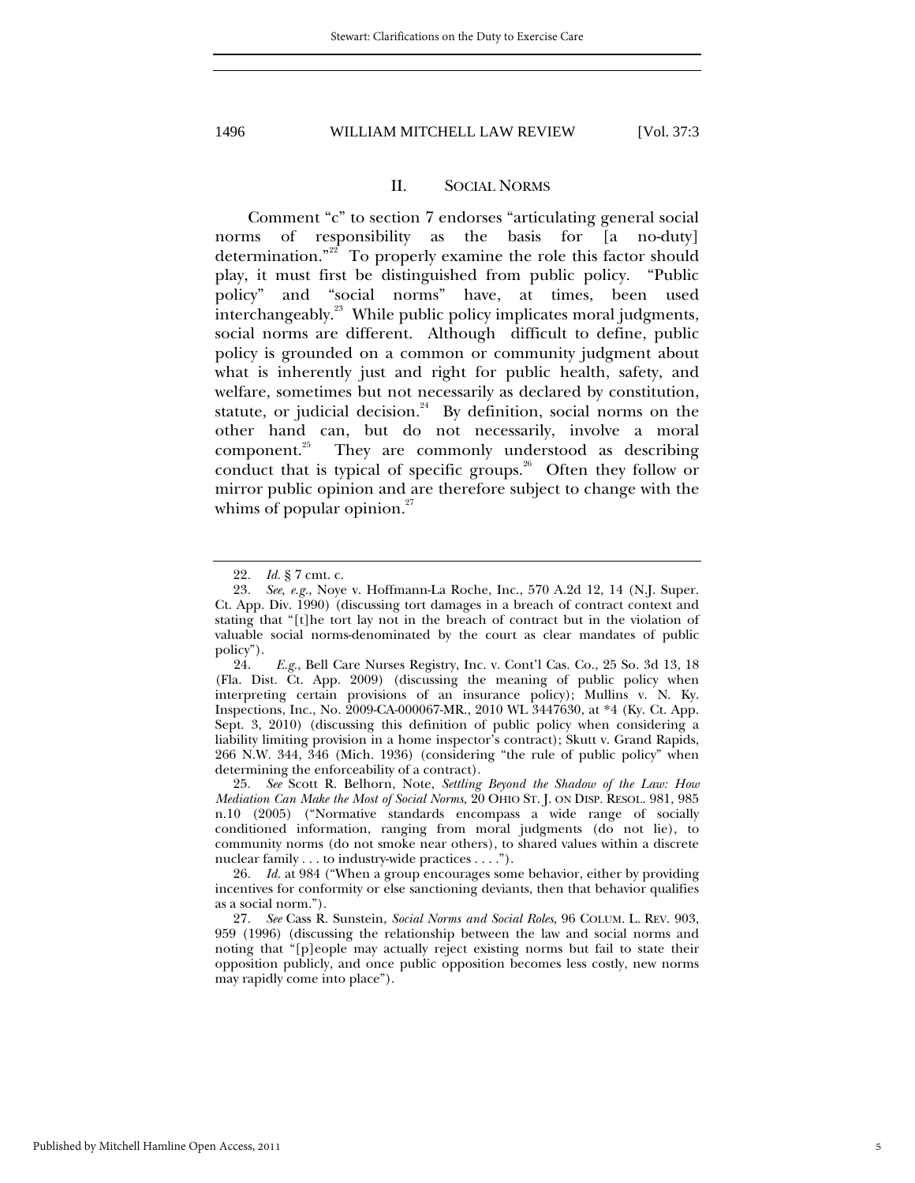## II. SOCIAL NORMS

Comment "c" to section 7 endorses "articulating general social norms of responsibility as the basis for [a no-duty] determination."[22] To properly examine the role this factor should play, it must first be distinguished from public policy. "Public policy" and "social norms" have, at times, been used interchangeably.[23] While public policy implicates moral judgments, social norms are different. Although difficult to define, public policy is grounded on a common or community judgment about what is inherently just and right for public health, safety, and welfare, sometimes but not necessarily as declared by constitution, statute, or judicial decision.[24] By definition, social norms on the other hand can, but do not necessarily, involve a moral component.[25] They are commonly understood as describing conduct that is typical of specific groups.[26] Often they follow or mirror public opinion and are therefore subject to change with the whims of popular opinion.[27]

---

22. *Id.* § 7 cmt. c.

23. *See, e.g.*, Noye v. Hoffmann-La Roche, Inc., 570 A.2d 12, 14 (N.J. Super. Ct. App. Div. 1990) (discussing tort damages in a breach of contract context and stating that "[t]he tort lay not in the breach of contract but in the violation of valuable social norms-denominated by the court as clear mandates of public policy").

24. *E.g.*, Bell Care Nurses Registry, Inc. v. Cont'l Cas. Co., 25 So. 3d 13, 18 (Fla. Dist. Ct. App. 2009) (discussing the meaning of public policy when interpreting certain provisions of an insurance policy); Mullins v. N. Ky. Inspections, Inc., No. 2009-CA-000067-MR., 2010 WL 3447630, at *4 (Ky. Ct. App. Sept. 3, 2010) (discussing this definition of public policy when considering a liability limiting provision in a home inspector's contract); Skutt v. Grand Rapids, 266 N.W. 344, 346 (Mich. 1936) (considering "the rule of public policy" when determining the enforceability of a contract).

25. *See* Scott R. Belhorn, Note, *Settling Beyond the Shadow of the Law: How Mediation Can Make the Most of Social Norms*, 20 OHIO ST. J. ON DISP. RESOL. 981, 985 n.10 (2005) ("Normative standards encompass a wide range of socially conditioned information, ranging from moral judgments (do not lie), to community norms (do not smoke near others), to shared values within a discrete nuclear family . . . to industry-wide practices . . . .").

26. *Id.* at 984 ("When a group encourages some behavior, either by providing incentives for conformity or else sanctioning deviants, then that behavior qualifies as a social norm.").

27. *See* Cass R. Sunstein, *Social Norms and Social Roles*, 96 COLUM. L. REV. 903, 959 (1996) (discussing the relationship between the law and social norms and noting that "[p]eople may actually reject existing norms but fail to state their opposition publicly, and once public opposition becomes less costly, new norms may rapidly come into place").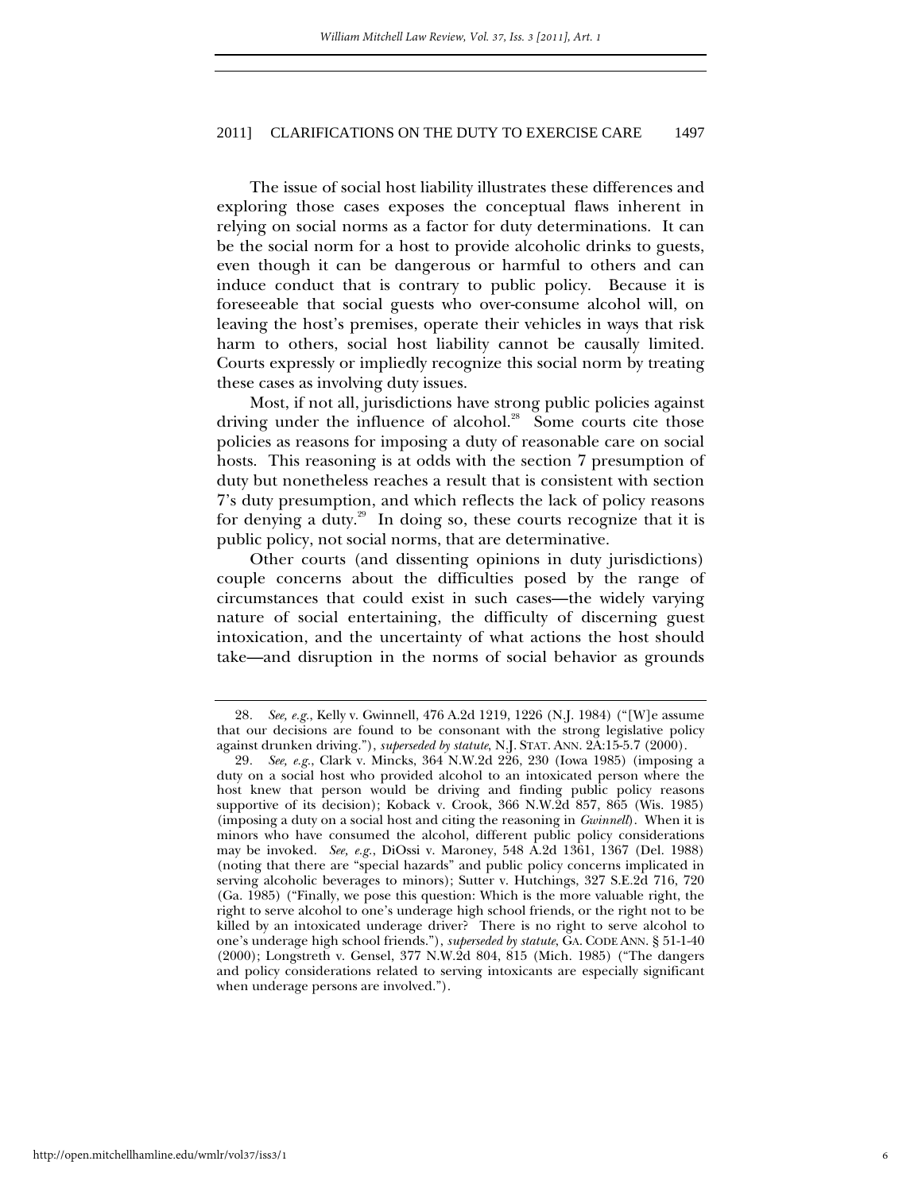The issue of social host liability illustrates these differences and exploring those cases exposes the conceptual flaws inherent in relying on social norms as a factor for duty determinations. It can be the social norm for a host to provide alcoholic drinks to guests, even though it can be dangerous or harmful to others and can induce conduct that is contrary to public policy. Because it is foreseeable that social guests who over-consume alcohol will, on leaving the host's premises, operate their vehicles in ways that risk harm to others, social host liability cannot be causally limited. Courts expressly or impliedly recognize this social norm by treating these cases as involving duty issues.

Most, if not all, jurisdictions have strong public policies against driving under the influence of alcohol.[28] Some courts cite those policies as reasons for imposing a duty of reasonable care on social hosts. This reasoning is at odds with the section 7 presumption of duty but nonetheless reaches a result that is consistent with section 7's duty presumption, and which reflects the lack of policy reasons for denying a duty.[29] In doing so, these courts recognize that it is public policy, not social norms, that are determinative.

Other courts (and dissenting opinions in duty jurisdictions) couple concerns about the difficulties posed by the range of circumstances that could exist in such cases—the widely varying nature of social entertaining, the difficulty of discerning guest intoxication, and the uncertainty of what actions the host should take—and disruption in the norms of social behavior as grounds

---

28. *See, e.g.*, Kelly v. Gwinnell, 476 A.2d 1219, 1226 (N.J. 1984) ("[W]e assume that our decisions are found to be consonant with the strong legislative policy against drunken driving."), *superseded by statute*, N.J. STAT. ANN. 2A:15-5.7 (2000).

29. *See, e.g.*, Clark v. Mincks, 364 N.W.2d 226, 230 (Iowa 1985) (imposing a duty on a social host who provided alcohol to an intoxicated person where the host knew that person would be driving and finding public policy reasons supportive of its decision); Koback v. Crook, 366 N.W.2d 857, 865 (Wis. 1985) (imposing a duty on a social host and citing the reasoning in *Gwinnell*). When it is minors who have consumed the alcohol, different public policy considerations may be invoked. *See, e.g.*, DiOssi v. Maroney, 548 A.2d 1361, 1367 (Del. 1988) (noting that there are "special hazards" and public policy concerns implicated in serving alcoholic beverages to minors); Sutter v. Hutchings, 327 S.E.2d 716, 720 (Ga. 1985) ("Finally, we pose this question: Which is the more valuable right, the right to serve alcohol to one's underage high school friends, or the right not to be killed by an intoxicated underage driver? There is no right to serve alcohol to one's underage high school friends."), *superseded by statute*, GA. CODE ANN. § 51-1-40 (2000); Longstreth v. Gensel, 377 N.W.2d 804, 815 (Mich. 1985) ("The dangers and policy considerations related to serving intoxicants are especially significant when underage persons are involved.").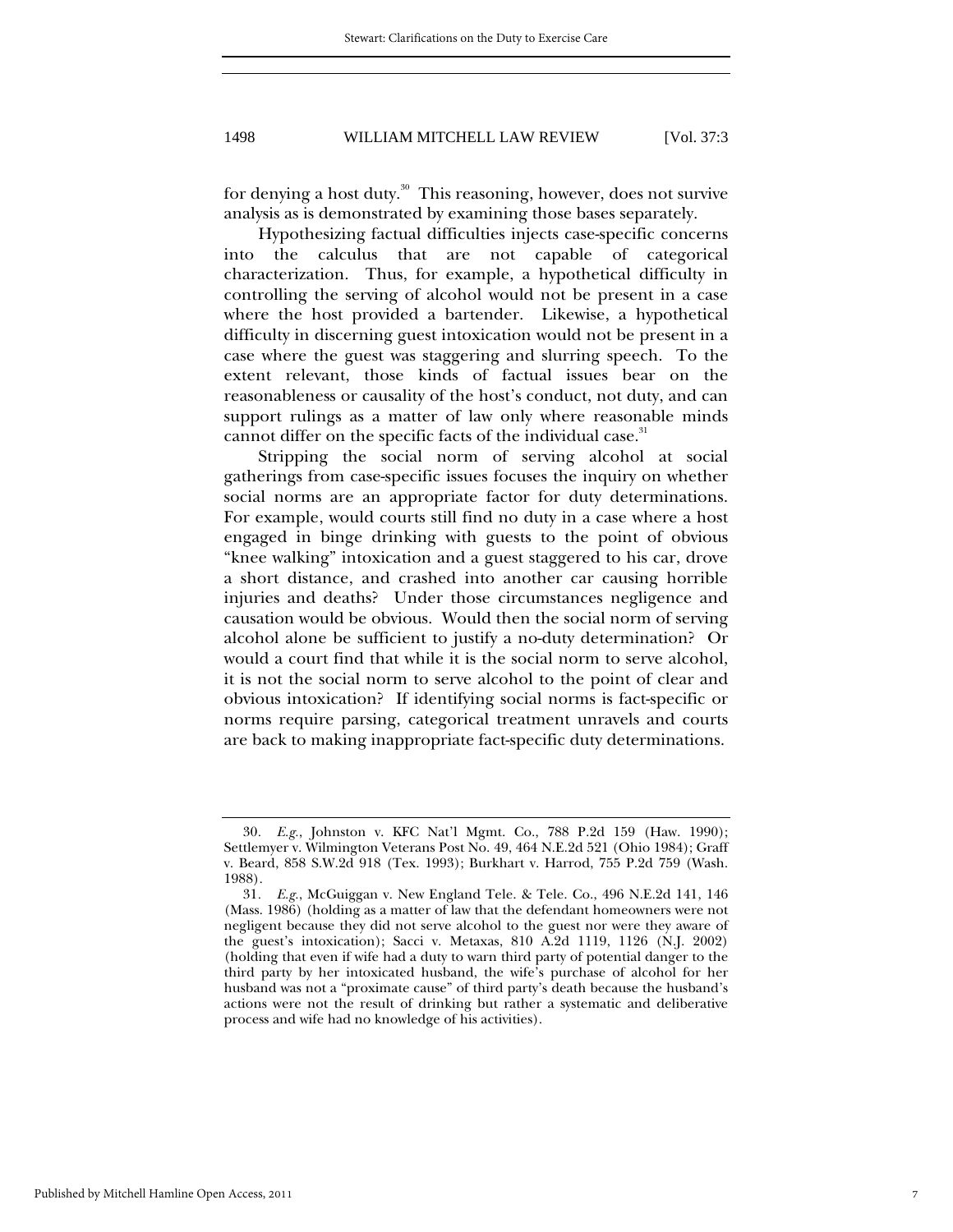for denying a host duty.[30] This reasoning, however, does not survive analysis as is demonstrated by examining those bases separately.

Hypothesizing factual difficulties injects case-specific concerns into the calculus that are not capable of categorical characterization. Thus, for example, a hypothetical difficulty in controlling the serving of alcohol would not be present in a case where the host provided a bartender. Likewise, a hypothetical difficulty in discerning guest intoxication would not be present in a case where the guest was staggering and slurring speech. To the extent relevant, those kinds of factual issues bear on the reasonableness or causality of the host's conduct, not duty, and can support rulings as a matter of law only where reasonable minds cannot differ on the specific facts of the individual case.[31]

Stripping the social norm of serving alcohol at social gatherings from case-specific issues focuses the inquiry on whether social norms are an appropriate factor for duty determinations. For example, would courts still find no duty in a case where a host engaged in binge drinking with guests to the point of obvious "knee walking" intoxication and a guest staggered to his car, drove a short distance, and crashed into another car causing horrible injuries and deaths? Under those circumstances negligence and causation would be obvious. Would then the social norm of serving alcohol alone be sufficient to justify a no-duty determination? Or would a court find that while it is the social norm to serve alcohol, it is not the social norm to serve alcohol to the point of clear and obvious intoxication? If identifying social norms is fact-specific or norms require parsing, categorical treatment unravels and courts are back to making inappropriate fact-specific duty determinations.

---

30. *E.g.*, Johnston v. KFC Nat'l Mgmt. Co., 788 P.2d 159 (Haw. 1990); Settlemyer v. Wilmington Veterans Post No. 49, 464 N.E.2d 521 (Ohio 1984); Graff v. Beard, 858 S.W.2d 918 (Tex. 1993); Burkhart v. Harrod, 755 P.2d 759 (Wash. 1988).

31. *E.g.*, McGuiggan v. New England Tele. & Tele. Co., 496 N.E.2d 141, 146 (Mass. 1986) (holding as a matter of law that the defendant homeowners were not negligent because they did not serve alcohol to the guest nor were they aware of the guest's intoxication); Sacci v. Metaxas, 810 A.2d 1119, 1126 (N.J. 2002) (holding that even if wife had a duty to warn third party of potential danger to the third party by her intoxicated husband, the wife's purchase of alcohol for her husband was not a "proximate cause" of third party's death because the husband's actions were not the result of drinking but rather a systematic and deliberative process and wife had no knowledge of his activities).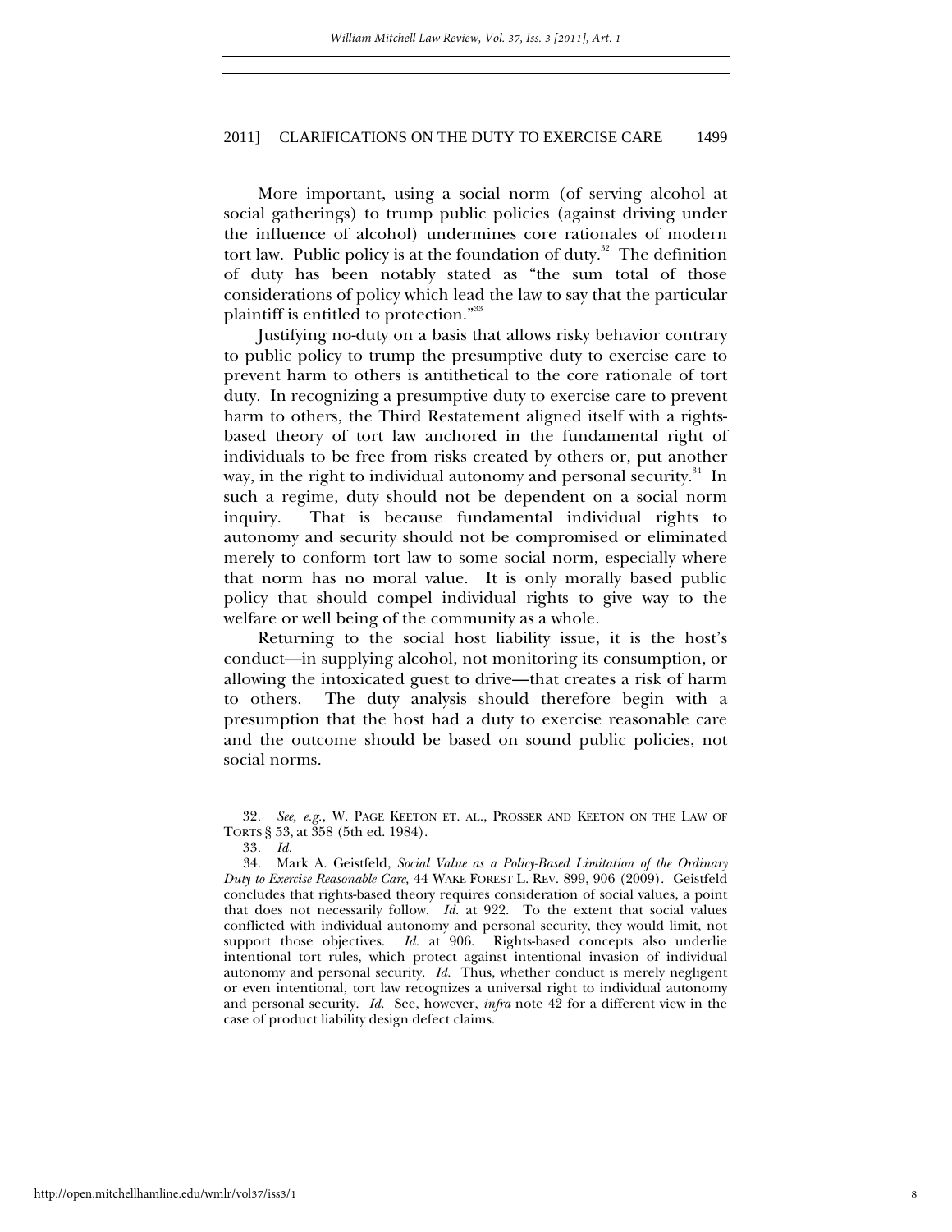More important, using a social norm (of serving alcohol at social gatherings) to trump public policies (against driving under the influence of alcohol) undermines core rationales of modern tort law. Public policy is at the foundation of duty.[32] The definition of duty has been notably stated as "the sum total of those considerations of policy which lead the law to say that the particular plaintiff is entitled to protection."[33]

Justifying no-duty on a basis that allows risky behavior contrary to public policy to trump the presumptive duty to exercise care to prevent harm to others is antithetical to the core rationale of tort duty. In recognizing a presumptive duty to exercise care to prevent harm to others, the Third Restatement aligned itself with a rights-based theory of tort law anchored in the fundamental right of individuals to be free from risks created by others or, put another way, in the right to individual autonomy and personal security.[34] In such a regime, duty should not be dependent on a social norm inquiry. That is because fundamental individual rights to autonomy and security should not be compromised or eliminated merely to conform tort law to some social norm, especially where that norm has no moral value. It is only morally based public policy that should compel individual rights to give way to the welfare or well being of the community as a whole.

Returning to the social host liability issue, it is the host's conduct—in supplying alcohol, not monitoring its consumption, or allowing the intoxicated guest to drive—that creates a risk of harm to others. The duty analysis should therefore begin with a presumption that the host had a duty to exercise reasonable care and the outcome should be based on sound public policies, not social norms.

---

32. *See, e.g.*, W. PAGE KEETON ET. AL., PROSSER AND KEETON ON THE LAW OF TORTS § 53, at 358 (5th ed. 1984).

33. *Id.*

34. Mark A. Geistfeld, *Social Value as a Policy-Based Limitation of the Ordinary Duty to Exercise Reasonable Care*, 44 WAKE FOREST L. REV. 899, 906 (2009). Geistfeld concludes that rights-based theory requires consideration of social values, a point that does not necessarily follow. *Id.* at 922. To the extent that social values conflicted with individual autonomy and personal security, they would limit, not support those objectives. *Id.* at 906. Rights-based concepts also underlie intentional tort rules, which protect against intentional invasion of individual autonomy and personal security. *Id.* Thus, whether conduct is merely negligent or even intentional, tort law recognizes a universal right to individual autonomy and personal security. *Id.* See, however, *infra* note 42 for a different view in the case of product liability design defect claims.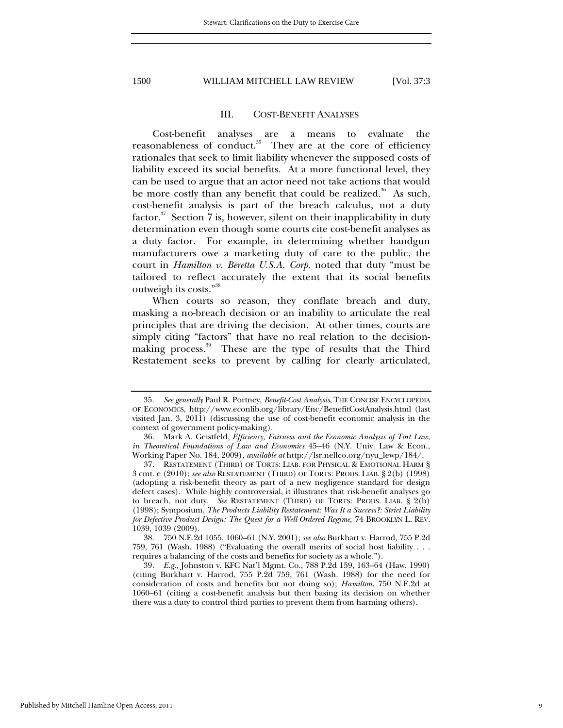## III. COST-BENEFIT ANALYSES

Cost-benefit analyses are a means to evaluate the reasonableness of conduct.[35] They are at the core of efficiency rationales that seek to limit liability whenever the supposed costs of liability exceed its social benefits. At a more functional level, they can be used to argue that an actor need not take actions that would be more costly than any benefit that could be realized.[36] As such, cost-benefit analysis is part of the breach calculus, not a duty factor.[37] Section 7 is, however, silent on their inapplicability in duty determination even though some courts cite cost-benefit analyses as a duty factor. For example, in determining whether handgun manufacturers owe a marketing duty of care to the public, the court in *Hamilton v. Beretta U.S.A. Corp.* noted that duty "must be tailored to reflect accurately the extent that its social benefits outweigh its costs."[38]

When courts so reason, they conflate breach and duty, masking a no-breach decision or an inability to articulate the real principles that are driving the decision. At other times, courts are simply citing "factors" that have no real relation to the decision-making process.[39] These are the type of results that the Third Restatement seeks to prevent by calling for clearly articulated,

---

35. *See generally* Paul R. Portney, *Benefit-Cost Analysis*, THE CONCISE ENCYCLOPEDIA OF ECONOMICS, http://www.econlib.org/library/Enc/BenefitCostAnalysis.html (last visited Jan. 3, 2011) (discussing the use of cost-benefit economic analysis in the context of government policy-making).

36. Mark A. Geistfeld, *Efficiency, Fairness and the Economic Analysis of Tort Law*, *in Theoretical Foundations of Law and Economics* 45–46 (N.Y. Univ. Law & Econ., Working Paper No. 184, 2009), *available at* http://lsr.nellco.org/nyu_lewp/184/.

37. RESTATEMENT (THIRD) OF TORTS: LIAB. FOR PHYSICAL & EMOTIONAL HARM § 3 cmt. e (2010); *see also* RESTATEMENT (THIRD) OF TORTS: PRODS. LIAB. § 2(b) (1998) (adopting a risk-benefit theory as part of a new negligence standard for design defect cases). While highly controversial, it illustrates that risk-benefit analyses go to breach, not duty. *See* RESTATEMENT (THIRD) OF TORTS: PRODS. LIAB. § 2(b) (1998); Symposium, *The Products Liability Restatement: Was It a Success?: Strict Liability for Defective Product Design: The Quest for a Well-Ordered Regime*, 74 BROOKLYN L. REV. 1039, 1039 (2009).

38. 750 N.E.2d 1055, 1060–61 (N.Y. 2001); *see also* Burkhart v. Harrod, 755 P.2d 759, 761 (Wash. 1988) ("Evaluating the overall merits of social host liability . . . requires a balancing of the costs and benefits for society as a whole.").

39. *E.g.*, Johnston v. KFC Nat'l Mgmt. Co., 788 P.2d 159, 163–64 (Haw. 1990) (citing Burkhart v. Harrod, 755 P.2d 759, 761 (Wash. 1988) for the need for consideration of costs and benefits but not doing so); *Hamilton*, 750 N.E.2d at 1060–61 (citing a cost-benefit analysis but then basing its decision on whether there was a duty to control third parties to prevent them from harming others).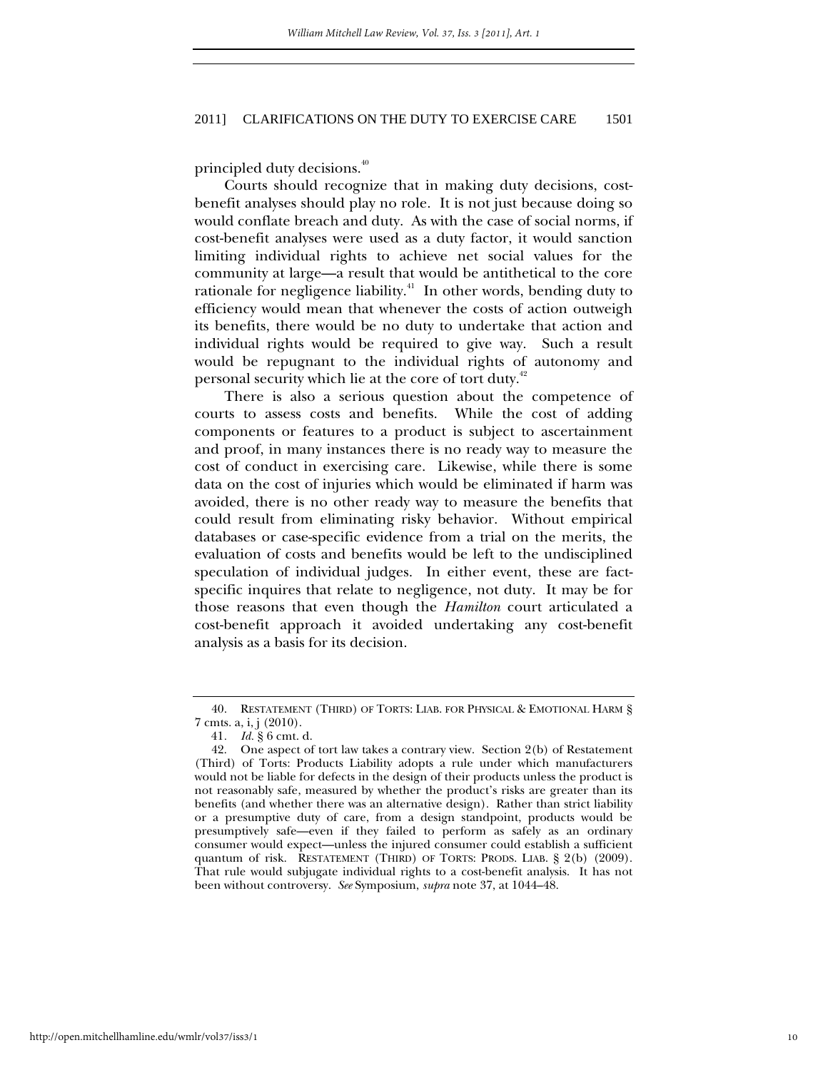principled duty decisions.[40]

Courts should recognize that in making duty decisions, cost-benefit analyses should play no role. It is not just because doing so would conflate breach and duty. As with the case of social norms, if cost-benefit analyses were used as a duty factor, it would sanction limiting individual rights to achieve net social values for the community at large—a result that would be antithetical to the core rationale for negligence liability.[41] In other words, bending duty to efficiency would mean that whenever the costs of action outweigh its benefits, there would be no duty to undertake that action and individual rights would be required to give way. Such a result would be repugnant to the individual rights of autonomy and personal security which lie at the core of tort duty.[42]

There is also a serious question about the competence of courts to assess costs and benefits. While the cost of adding components or features to a product is subject to ascertainment and proof, in many instances there is no ready way to measure the cost of conduct in exercising care. Likewise, while there is some data on the cost of injuries which would be eliminated if harm was avoided, there is no other ready way to measure the benefits that could result from eliminating risky behavior. Without empirical databases or case-specific evidence from a trial on the merits, the evaluation of costs and benefits would be left to the undisciplined speculation of individual judges. In either event, these are fact-specific inquires that relate to negligence, not duty. It may be for those reasons that even though the *Hamilton* court articulated a cost-benefit approach it avoided undertaking any cost-benefit analysis as a basis for its decision.

---

40. RESTATEMENT (THIRD) OF TORTS: LIAB. FOR PHYSICAL & EMOTIONAL HARM § 7 cmts. a, i, j (2010).

41. *Id.* § 6 cmt. d.

42. One aspect of tort law takes a contrary view. Section 2(b) of Restatement (Third) of Torts: Products Liability adopts a rule under which manufacturers would not be liable for defects in the design of their products unless the product is not reasonably safe, measured by whether the product's risks are greater than its benefits (and whether there was an alternative design). Rather than strict liability or a presumptive duty of care, from a design standpoint, products would be presumptively safe—even if they failed to perform as safely as an ordinary consumer would expect—unless the injured consumer could establish a sufficient quantum of risk. RESTATEMENT (THIRD) OF TORTS: PRODS. LIAB. § 2(b) (2009). That rule would subjugate individual rights to a cost-benefit analysis. It has not been without controversy. *See* Symposium, *supra* note 37, at 1044–48.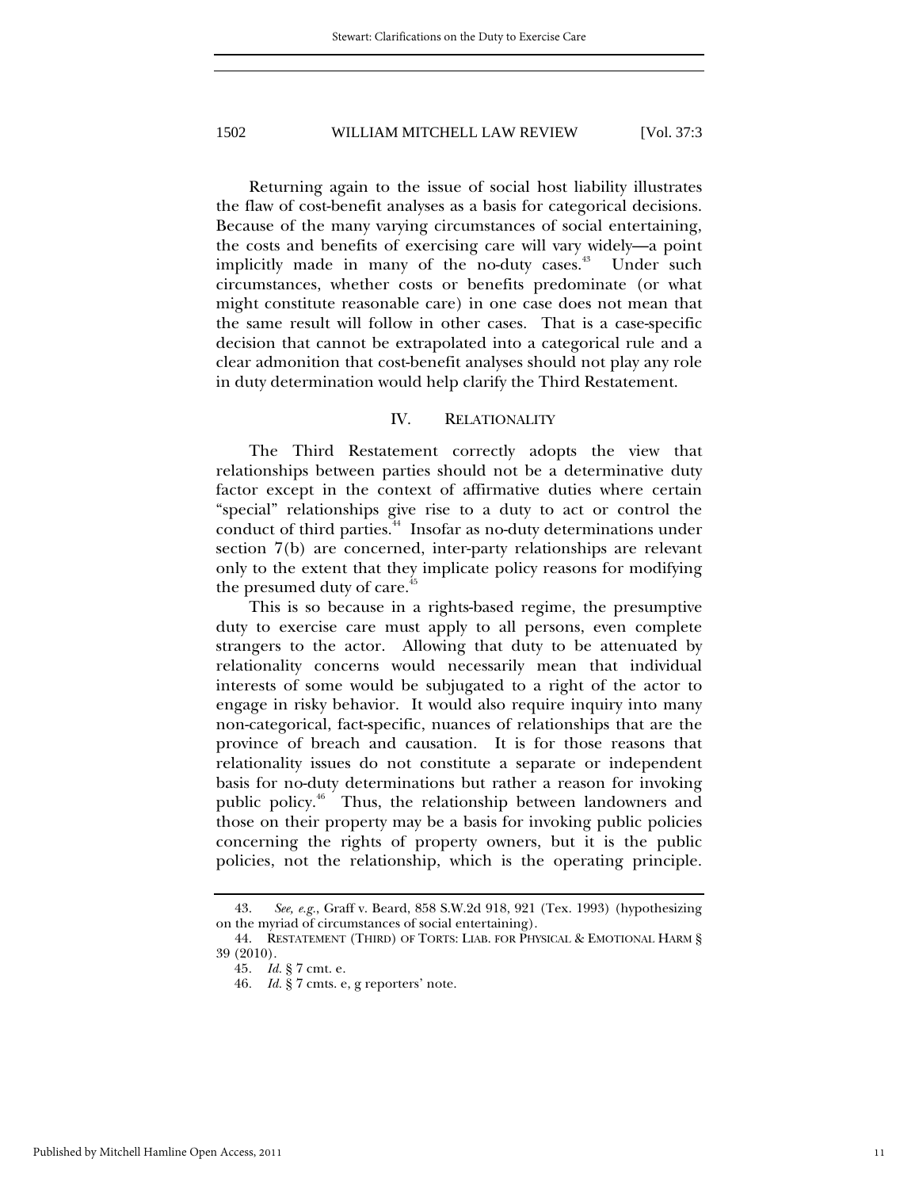Returning again to the issue of social host liability illustrates the flaw of cost-benefit analyses as a basis for categorical decisions. Because of the many varying circumstances of social entertaining, the costs and benefits of exercising care will vary widely—a point implicitly made in many of the no-duty cases.[43] Under such circumstances, whether costs or benefits predominate (or what might constitute reasonable care) in one case does not mean that the same result will follow in other cases. That is a case-specific decision that cannot be extrapolated into a categorical rule and a clear admonition that cost-benefit analyses should not play any role in duty determination would help clarify the Third Restatement.

## IV. RELATIONALITY

The Third Restatement correctly adopts the view that relationships between parties should not be a determinative duty factor except in the context of affirmative duties where certain "special" relationships give rise to a duty to act or control the conduct of third parties.[44] Insofar as no-duty determinations under section 7(b) are concerned, inter-party relationships are relevant only to the extent that they implicate policy reasons for modifying the presumed duty of care.[45]

This is so because in a rights-based regime, the presumptive duty to exercise care must apply to all persons, even complete strangers to the actor. Allowing that duty to be attenuated by relationality concerns would necessarily mean that individual interests of some would be subjugated to a right of the actor to engage in risky behavior. It would also require inquiry into many non-categorical, fact-specific, nuances of relationships that are the province of breach and causation. It is for those reasons that relationality issues do not constitute a separate or independent basis for no-duty determinations but rather a reason for invoking public policy.[46] Thus, the relationship between landowners and those on their property may be a basis for invoking public policies concerning the rights of property owners, but it is the public policies, not the relationship, which is the operating principle.

---

43. *See, e.g.*, Graff v. Beard, 858 S.W.2d 918, 921 (Tex. 1993) (hypothesizing on the myriad of circumstances of social entertaining).

44. RESTATEMENT (THIRD) OF TORTS: LIAB. FOR PHYSICAL & EMOTIONAL HARM § 39 (2010).

45. *Id.* § 7 cmt. e.

46. *Id.* § 7 cmts. e, g reporters' note.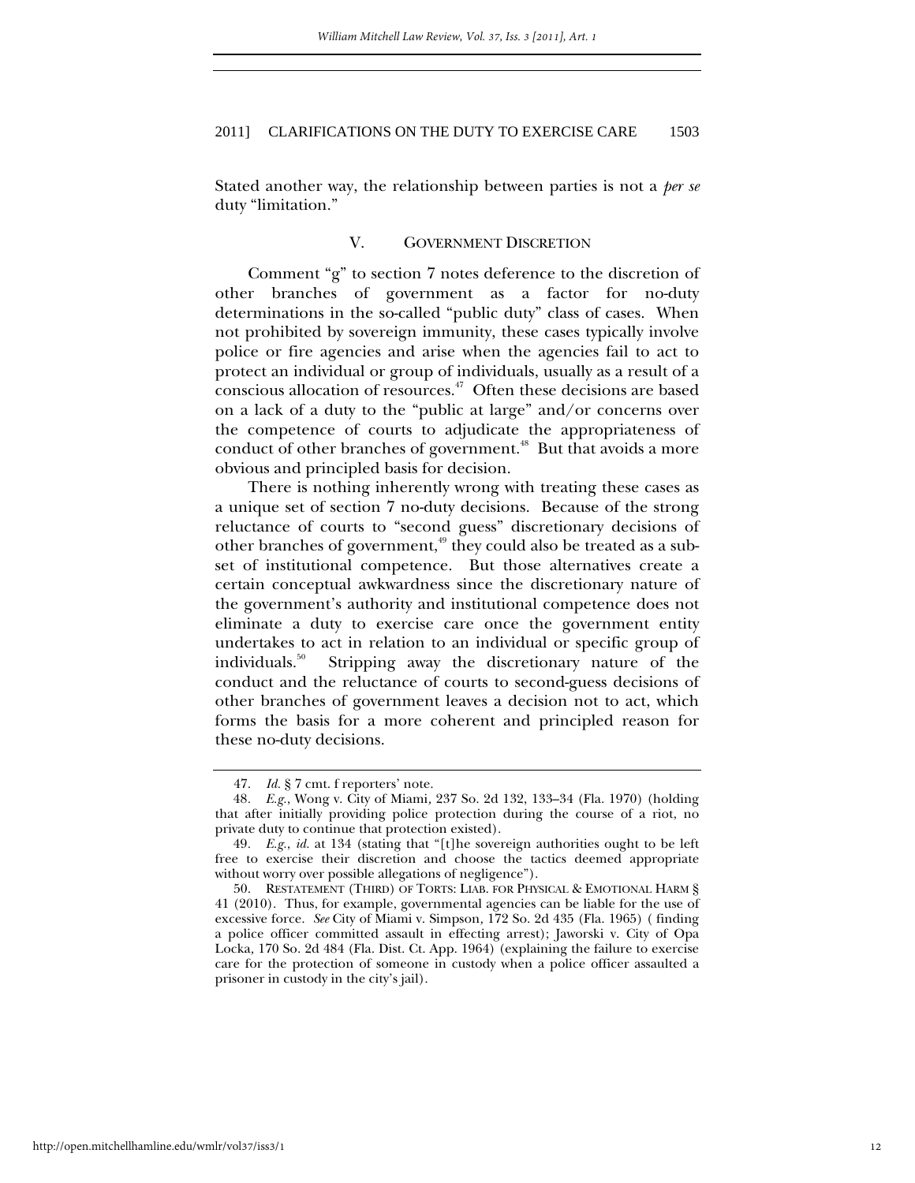Stated another way, the relationship between parties is not a *per se* duty "limitation."

## V. GOVERNMENT DISCRETION

Comment "g" to section 7 notes deference to the discretion of other branches of government as a factor for no-duty determinations in the so-called "public duty" class of cases. When not prohibited by sovereign immunity, these cases typically involve police or fire agencies and arise when the agencies fail to act to protect an individual or group of individuals, usually as a result of a conscious allocation of resources.[47] Often these decisions are based on a lack of a duty to the "public at large" and/or concerns over the competence of courts to adjudicate the appropriateness of conduct of other branches of government.[48] But that avoids a more obvious and principled basis for decision.

There is nothing inherently wrong with treating these cases as a unique set of section 7 no-duty decisions. Because of the strong reluctance of courts to "second guess" discretionary decisions of other branches of government,[49] they could also be treated as a subset of institutional competence. But those alternatives create a certain conceptual awkwardness since the discretionary nature of the government's authority and institutional competence does not eliminate a duty to exercise care once the government entity undertakes to act in relation to an individual or specific group of individuals.[50] Stripping away the discretionary nature of the conduct and the reluctance of courts to second-guess decisions of other branches of government leaves a decision not to act, which forms the basis for a more coherent and principled reason for these no-duty decisions.

---

47. *Id.* § 7 cmt. f reporters' note.

48. *E.g.*, Wong v. City of Miami, 237 So. 2d 132, 133–34 (Fla. 1970) (holding that after initially providing police protection during the course of a riot, no private duty to continue that protection existed).

49. *E.g.*, *id.* at 134 (stating that "[t]he sovereign authorities ought to be left free to exercise their discretion and choose the tactics deemed appropriate without worry over possible allegations of negligence").

50. RESTATEMENT (THIRD) OF TORTS: LIAB. FOR PHYSICAL & EMOTIONAL HARM § 41 (2010). Thus, for example, governmental agencies can be liable for the use of excessive force. *See* City of Miami v. Simpson, 172 So. 2d 435 (Fla. 1965) (finding a police officer committed assault in effecting arrest); Jaworski v. City of Opa Locka, 170 So. 2d 484 (Fla. Dist. Ct. App. 1964) (explaining the failure to exercise care for the protection of someone in custody when a police officer assaulted a prisoner in custody in the city's jail).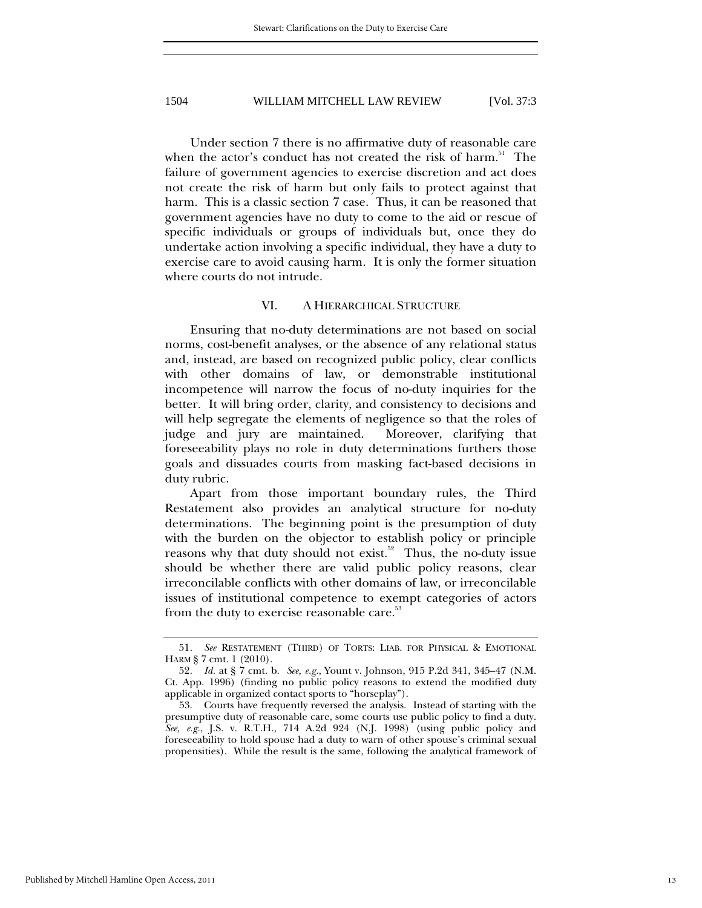Under section 7 there is no affirmative duty of reasonable care when the actor's conduct has not created the risk of harm.[51] The failure of government agencies to exercise discretion and act does not create the risk of harm but only fails to protect against that harm. This is a classic section 7 case. Thus, it can be reasoned that government agencies have no duty to come to the aid or rescue of specific individuals or groups of individuals but, once they do undertake action involving a specific individual, they have a duty to exercise care to avoid causing harm. It is only the former situation where courts do not intrude.

## VI. A HIERARCHICAL STRUCTURE

Ensuring that no-duty determinations are not based on social norms, cost-benefit analyses, or the absence of any relational status and, instead, are based on recognized public policy, clear conflicts with other domains of law, or demonstrable institutional incompetence will narrow the focus of no-duty inquiries for the better. It will bring order, clarity, and consistency to decisions and will help segregate the elements of negligence so that the roles of judge and jury are maintained. Moreover, clarifying that foreseeability plays no role in duty determinations furthers those goals and dissuades courts from masking fact-based decisions in duty rubric.

Apart from those important boundary rules, the Third Restatement also provides an analytical structure for no-duty determinations. The beginning point is the presumption of duty with the burden on the objector to establish policy or principle reasons why that duty should not exist.[52] Thus, the no-duty issue should be whether there are valid public policy reasons, clear irreconcilable conflicts with other domains of law, or irreconcilable issues of institutional competence to exempt categories of actors from the duty to exercise reasonable care.[53]

---

51. *See* RESTATEMENT (THIRD) OF TORTS: LIAB. FOR PHYSICAL & EMOTIONAL HARM § 7 cmt. 1 (2010).

52. *Id.* at § 7 cmt. b. *See, e.g.*, Yount v. Johnson, 915 P.2d 341, 345–47 (N.M. Ct. App. 1996) (finding no public policy reasons to extend the modified duty applicable in organized contact sports to "horseplay").

53. Courts have frequently reversed the analysis. Instead of starting with the presumptive duty of reasonable care, some courts use public policy to find a duty. *See, e.g.*, J.S. v. R.T.H., 714 A.2d 924 (N.J. 1998) (using public policy and foreseeability to hold spouse had a duty to warn of other spouse's criminal sexual propensities). While the result is the same, following the analytical framework of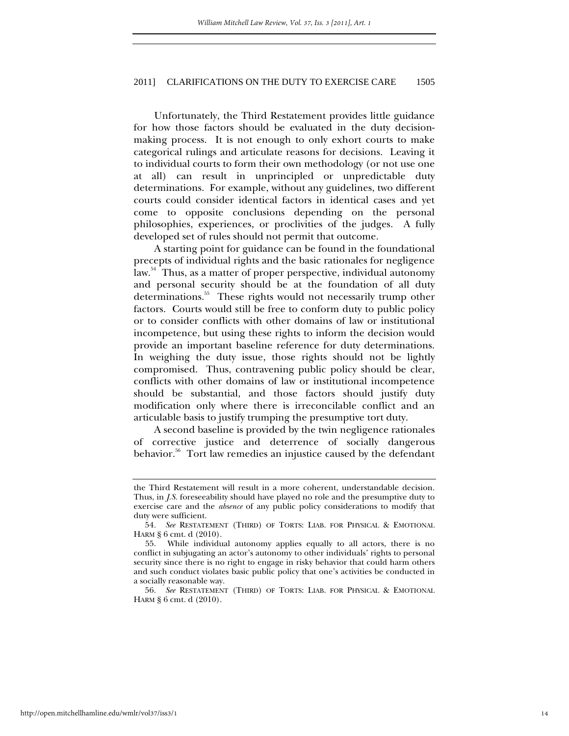Unfortunately, the Third Restatement provides little guidance for how those factors should be evaluated in the duty decision-making process. It is not enough to only exhort courts to make categorical rulings and articulate reasons for decisions. Leaving it to individual courts to form their own methodology (or not use one at all) can result in unprincipled or unpredictable duty determinations. For example, without any guidelines, two different courts could consider identical factors in identical cases and yet come to opposite conclusions depending on the personal philosophies, experiences, or proclivities of the judges. A fully developed set of rules should not permit that outcome.

A starting point for guidance can be found in the foundational precepts of individual rights and the basic rationales for negligence law.[54] Thus, as a matter of proper perspective, individual autonomy and personal security should be at the foundation of all duty determinations.[55] These rights would not necessarily trump other factors. Courts would still be free to conform duty to public policy or to consider conflicts with other domains of law or institutional incompetence, but using these rights to inform the decision would provide an important baseline reference for duty determinations. In weighing the duty issue, those rights should not be lightly compromised. Thus, contravening public policy should be clear, conflicts with other domains of law or institutional incompetence should be substantial, and those factors should justify duty modification only where there is irreconcilable conflict and an articulable basis to justify trumping the presumptive tort duty.

A second baseline is provided by the twin negligence rationales of corrective justice and deterrence of socially dangerous behavior.[56] Tort law remedies an injustice caused by the defendant

---

the Third Restatement will result in a more coherent, understandable decision. Thus, in *J.S.* foreseeability should have played no role and the presumptive duty to exercise care and the *absence* of any public policy considerations to modify that duty were sufficient.

54. *See* RESTATEMENT (THIRD) OF TORTS: LIAB. FOR PHYSICAL & EMOTIONAL HARM § 6 cmt. d (2010).

55. While individual autonomy applies equally to all actors, there is no conflict in subjugating an actor's autonomy to other individuals' rights to personal security since there is no right to engage in risky behavior that could harm others and such conduct violates basic public policy that one's activities be conducted in a socially reasonable way.

56. *See* RESTATEMENT (THIRD) OF TORTS: LIAB. FOR PHYSICAL & EMOTIONAL HARM § 6 cmt. d (2010).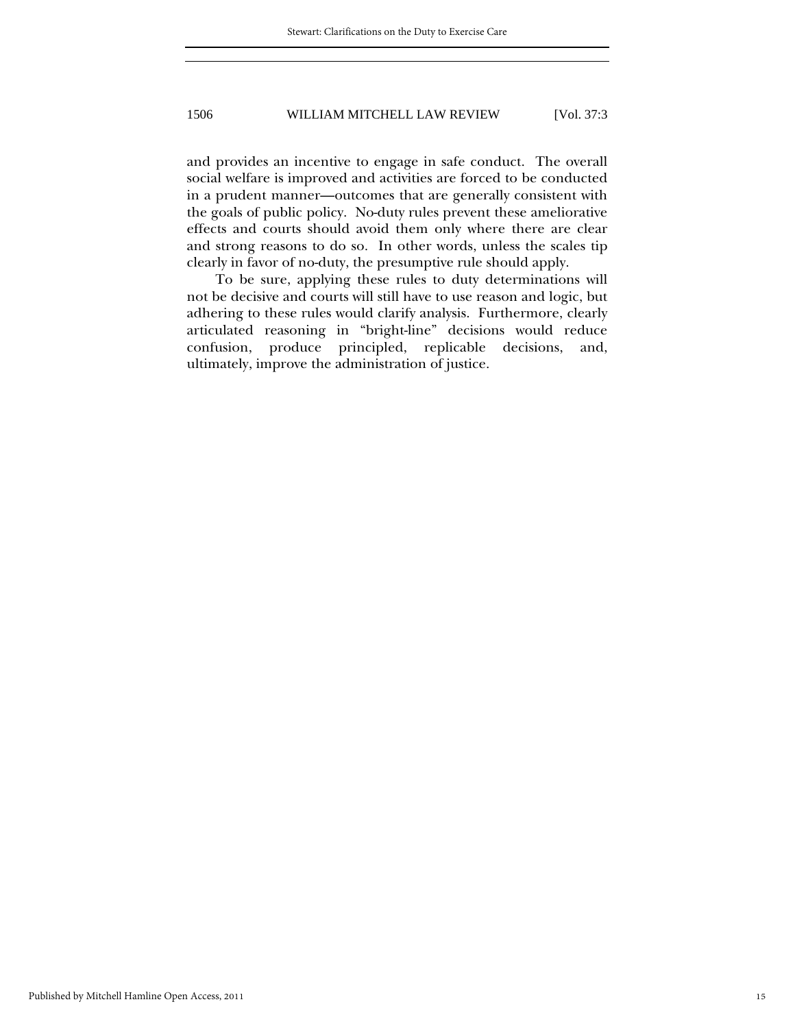and provides an incentive to engage in safe conduct. The overall social welfare is improved and activities are forced to be conducted in a prudent manner—outcomes that are generally consistent with the goals of public policy. No-duty rules prevent these ameliorative effects and courts should avoid them only where there are clear and strong reasons to do so. In other words, unless the scales tip clearly in favor of no-duty, the presumptive rule should apply.

To be sure, applying these rules to duty determinations will not be decisive and courts will still have to use reason and logic, but adhering to these rules would clarify analysis. Furthermore, clearly articulated reasoning in "bright-line" decisions would reduce confusion, produce principled, replicable decisions, and, ultimately, improve the administration of justice.